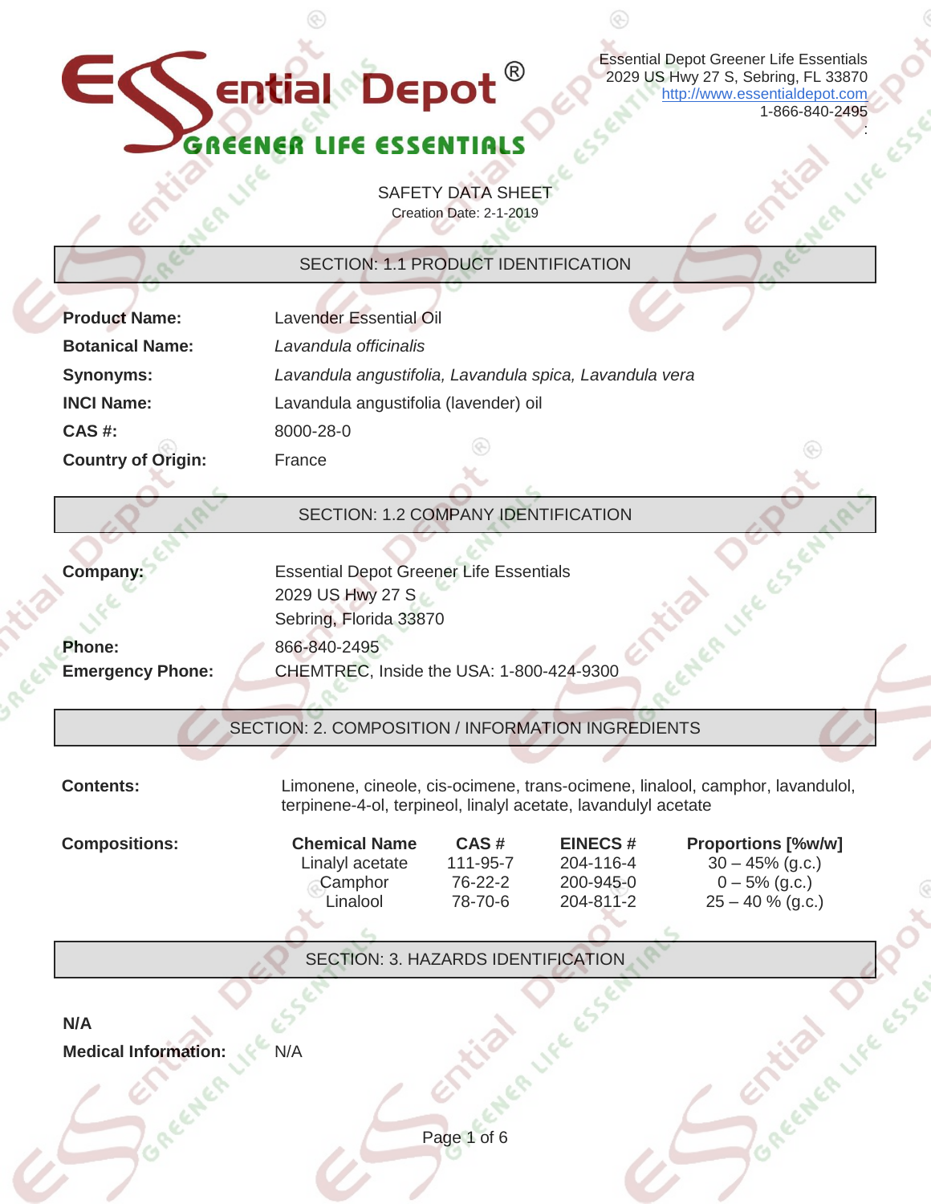# Essential Depot®

**GREENER LIFE ESSENTIALS**

Essential Depot Greener Life Essentials
2029 US Hwy 27 S, Sebring, FL 33870
http://www.essentialdepot.com
1-866-840-2495

## SAFETY DATA SHEET

Creation Date: 2-1-2019

## SECTION: 1.1 PRODUCT IDENTIFICATION

**Product Name:** Lavender Essential Oil

**Botanical Name:** *Lavandula officinalis*

**Synonyms:** *Lavandula angustifolia, Lavandula spica, Lavandula vera*

**INCI Name:** Lavandula angustifolia (lavender) oil

**CAS #:** 8000-28-0

**Country of Origin:** France

## SECTION: 1.2 COMPANY IDENTIFICATION

**Company:** Essential Depot Greener Life Essentials
2029 US Hwy 27 S
Sebring, Florida 33870

**Phone:** 866-840-2495

**Emergency Phone:** CHEMTREC, Inside the USA: 1-800-424-9300

## SECTION: 2. COMPOSITION / INFORMATION INGREDIENTS

**Contents:** Limonene, cineole, cis-ocimene, trans-ocimene, linalool, camphor, lavandulol, terpinene-4-ol, terpineol, linalyl acetate, lavandulyl acetate

**Compositions:**

| Chemical Name | CAS # | EINECS # | Proportions [%w/w] |
|---|---|---|---|
| Linalyl acetate | 111-95-7 | 204-116-4 | 30 – 45% (g.c.) |
| Camphor | 76-22-2 | 200-945-0 | 0 – 5% (g.c.) |
| Linalool | 78-70-6 | 204-811-2 | 25 – 40 % (g.c.) |

## SECTION: 3. HAZARDS IDENTIFICATION

**N/A**

**Medical Information:** N/A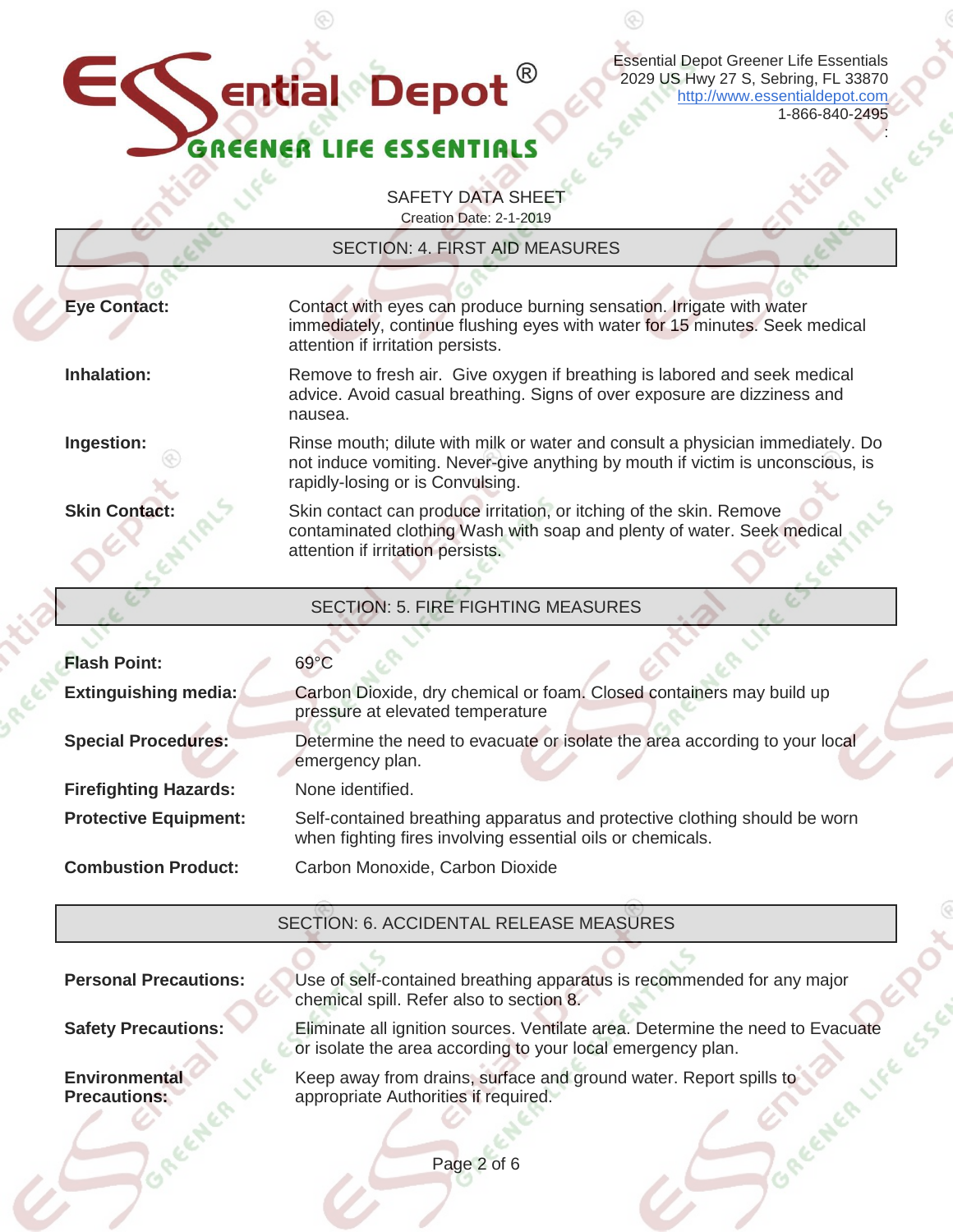Essential Depot Greener Life Essentials
2029 US Hwy 27 S, Sebring, FL 33870
http://www.essentialdepot.com
1-866-840-2495

SAFETY DATA SHEET

Creation Date: 2-1-2019

## SECTION: 4. FIRST AID MEASURES

**Eye Contact:** Contact with eyes can produce burning sensation. Irrigate with water immediately, continue flushing eyes with water for 15 minutes. Seek medical attention if irritation persists.

**Inhalation:** Remove to fresh air. Give oxygen if breathing is labored and seek medical advice. Avoid casual breathing. Signs of over exposure are dizziness and nausea.

**Ingestion:** Rinse mouth; dilute with milk or water and consult a physician immediately. Do not induce vomiting. Never give anything by mouth if victim is unconscious, is rapidly losing or is Convulsing.

**Skin Contact:** Skin contact can produce irritation, or itching of the skin. Remove contaminated clothing Wash with soap and plenty of water. Seek medical attention if irritation persists.

## SECTION: 5. FIRE FIGHTING MEASURES

**Flash Point:** 69°C

**Extinguishing media:** Carbon Dioxide, dry chemical or foam. Closed containers may build up pressure at elevated temperature

**Special Procedures:** Determine the need to evacuate or isolate the area according to your local emergency plan.

**Firefighting Hazards:** None identified.

**Protective Equipment:** Self-contained breathing apparatus and protective clothing should be worn when fighting fires involving essential oils or chemicals.

**Combustion Product:** Carbon Monoxide, Carbon Dioxide

## SECTION: 6. ACCIDENTAL RELEASE MEASURES

**Personal Precautions:** Use of self-contained breathing apparatus is recommended for any major chemical spill. Refer also to section 8.

**Safety Precautions:** Eliminate all ignition sources. Ventilate area. Determine the need to Evacuate or isolate the area according to your local emergency plan.

**Environmental Precautions:** Keep away from drains, surface and ground water. Report spills to appropriate Authorities if required.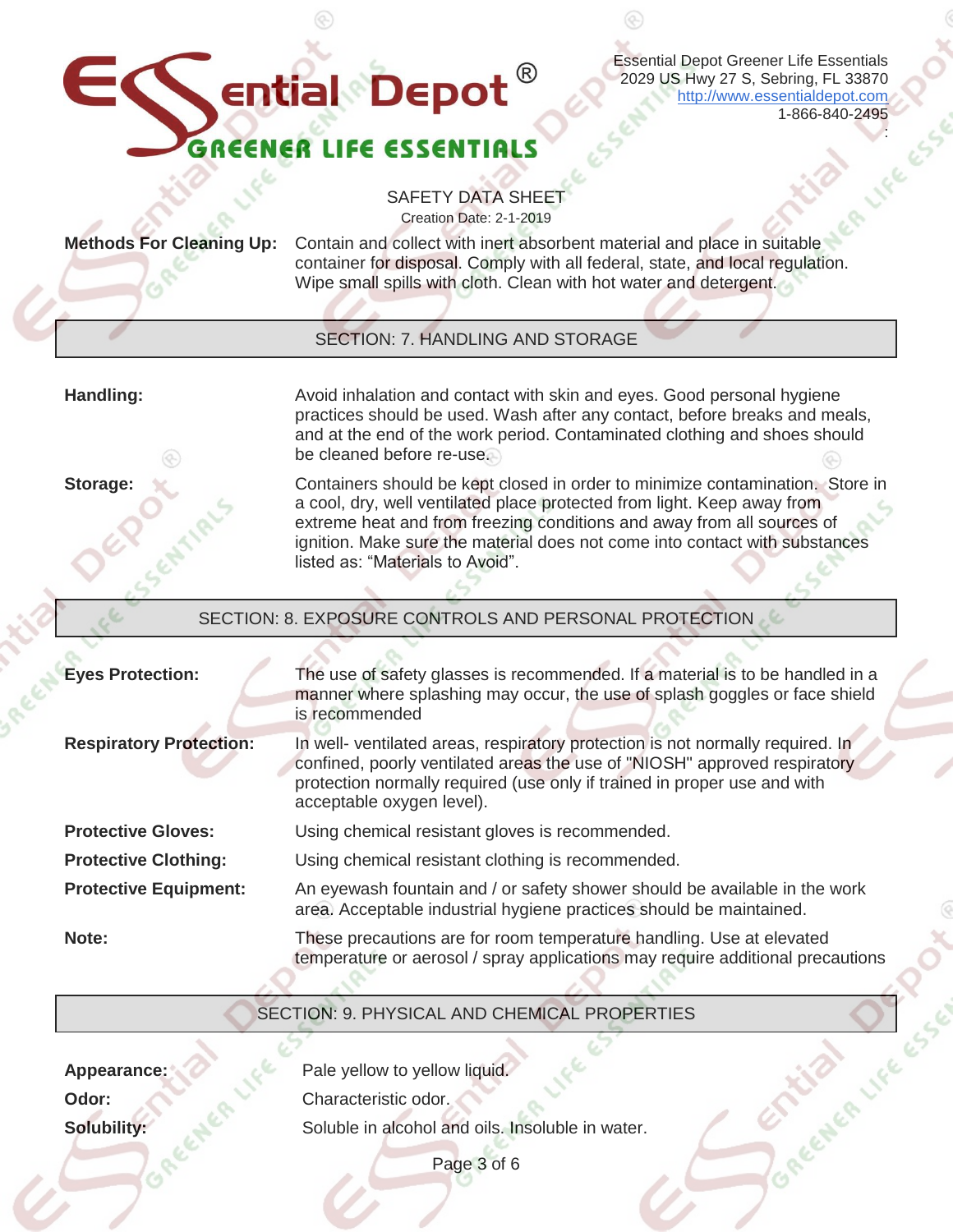SAFETY DATA SHEET

Creation Date: 2-1-2019

| | |
|---|---|
| **Methods For Cleaning Up:** | Contain and collect with inert absorbent material and place in suitable container for disposal. Comply with all federal, state, and local regulation. Wipe small spills with cloth. Clean with hot water and detergent. |

## SECTION: 7. HANDLING AND STORAGE

| | |
|---|---|
| **Handling:** | Avoid inhalation and contact with skin and eyes. Good personal hygiene practices should be used. Wash after any contact, before breaks and meals, and at the end of the work period. Contaminated clothing and shoes should be cleaned before re-use. |
| **Storage:** | Containers should be kept closed in order to minimize contamination. Store in a cool, dry, well ventilated place protected from light. Keep away from extreme heat and from freezing conditions and away from all sources of ignition. Make sure the material does not come into contact with substances listed as: "Materials to Avoid". |

## SECTION: 8. EXPOSURE CONTROLS AND PERSONAL PROTECTION

| | |
|---|---|
| **Eyes Protection:** | The use of safety glasses is recommended. If a material is to be handled in a manner where splashing may occur, the use of splash goggles or face shield is recommended |
| **Respiratory Protection:** | In well- ventilated areas, respiratory protection is not normally required. In confined, poorly ventilated areas the use of "NIOSH" approved respiratory protection normally required (use only if trained in proper use and with acceptable oxygen level). |
| **Protective Gloves:** | Using chemical resistant gloves is recommended. |
| **Protective Clothing:** | Using chemical resistant clothing is recommended. |
| **Protective Equipment:** | An eyewash fountain and / or safety shower should be available in the work area. Acceptable industrial hygiene practices should be maintained. |
| **Note:** | These precautions are for room temperature handling. Use at elevated temperature or aerosol / spray applications may require additional precautions |

## SECTION: 9. PHYSICAL AND CHEMICAL PROPERTIES

| | |
|---|---|
| **Appearance:** | Pale yellow to yellow liquid. |
| **Odor:** | Characteristic odor. |
| **Solubility:** | Soluble in alcohol and oils. Insoluble in water. |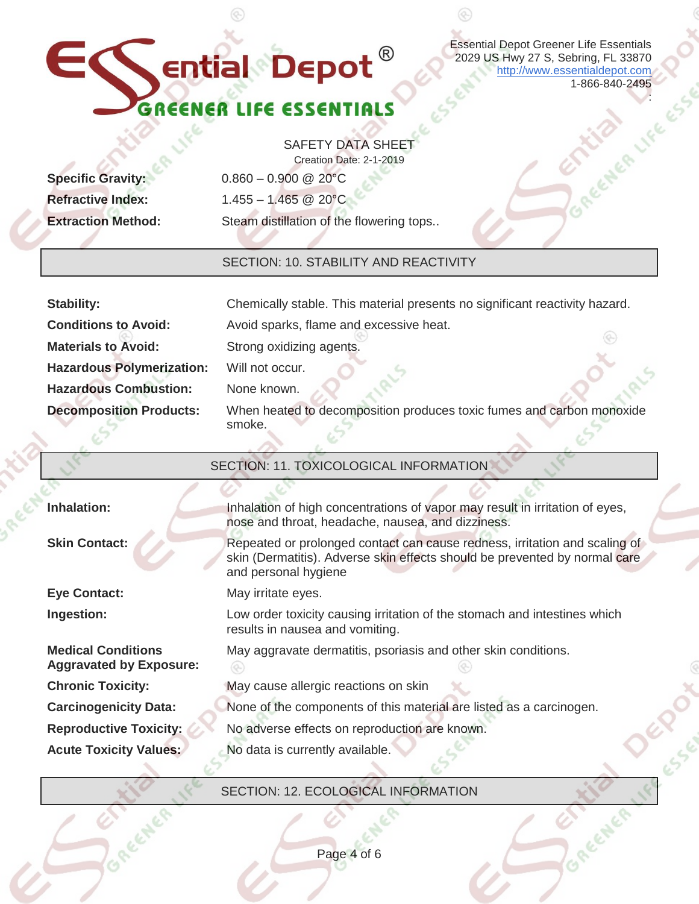Essential Depot Greener Life Essentials
2029 US Hwy 27 S, Sebring, FL 33870
http://www.essentialdepot.com
1-866-840-2495

SAFETY DATA SHEET
Creation Date: 2-1-2019

| | |
|---|---|
| **Specific Gravity:** | 0.860 – 0.900 @ 20°C |
| **Refractive Index:** | 1.455 – 1.465 @ 20°C |
| **Extraction Method:** | Steam distillation of the flowering tops.. |

## SECTION: 10. STABILITY AND REACTIVITY

| | |
|---|---|
| **Stability:** | Chemically stable. This material presents no significant reactivity hazard. |
| **Conditions to Avoid:** | Avoid sparks, flame and excessive heat. |
| **Materials to Avoid:** | Strong oxidizing agents. |
| **Hazardous Polymerization:** | Will not occur. |
| **Hazardous Combustion:** | None known. |
| **Decomposition Products:** | When heated to decomposition produces toxic fumes and carbon monoxide smoke. |

## SECTION: 11. TOXICOLOGICAL INFORMATION

| | |
|---|---|
| **Inhalation:** | Inhalation of high concentrations of vapor may result in irritation of eyes, nose and throat, headache, nausea, and dizziness. |
| **Skin Contact:** | Repeated or prolonged contact can cause redness, irritation and scaling of skin (Dermatitis). Adverse skin effects should be prevented by normal care and personal hygiene |
| **Eye Contact:** | May irritate eyes. |
| **Ingestion:** | Low order toxicity causing irritation of the stomach and intestines which results in nausea and vomiting. |
| **Medical Conditions Aggravated by Exposure:** | May aggravate dermatitis, psoriasis and other skin conditions. |
| **Chronic Toxicity:** | May cause allergic reactions on skin |
| **Carcinogenicity Data:** | None of the components of this material are listed as a carcinogen. |
| **Reproductive Toxicity:** | No adverse effects on reproduction are known. |
| **Acute Toxicity Values:** | No data is currently available. |

## SECTION: 12. ECOLOGICAL INFORMATION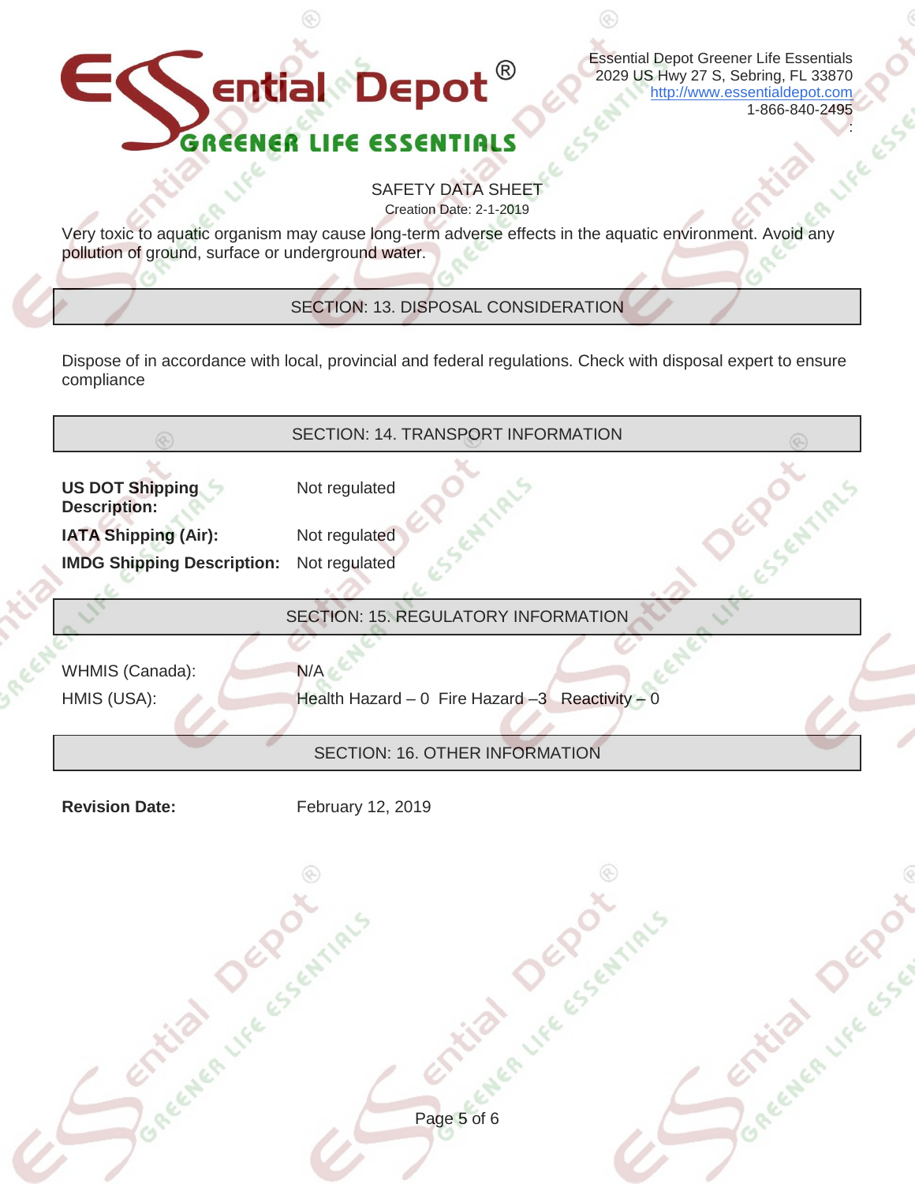Essential Depot Greener Life Essentials
2029 US Hwy 27 S, Sebring, FL 33870
http://www.essentialdepot.com
1-866-840-2495

SAFETY DATA SHEET
Creation Date: 2-1-2019

Very toxic to aquatic organism may cause long-term adverse effects in the aquatic environment. Avoid any pollution of ground, surface or underground water.

## SECTION: 13. DISPOSAL CONSIDERATION

Dispose of in accordance with local, provincial and federal regulations. Check with disposal expert to ensure compliance

## SECTION: 14. TRANSPORT INFORMATION

| | |
|---|---|
| **US DOT Shipping Description:** | Not regulated |
| **IATA Shipping (Air):** | Not regulated |
| **IMDG Shipping Description:** | Not regulated |

## SECTION: 15. REGULATORY INFORMATION

| | |
|---|---|
| WHMIS (Canada): | N/A |
| HMIS (USA): | Health Hazard – 0 Fire Hazard –3 Reactivity – 0 |

## SECTION: 16. OTHER INFORMATION

| | |
|---|---|
| **Revision Date:** | February 12, 2019 |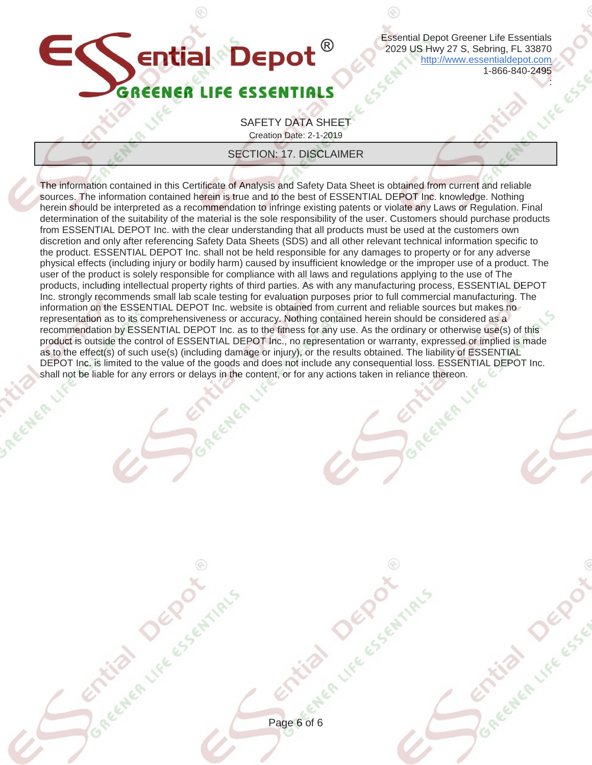Essential Depot Greener Life Essentials
2029 US Hwy 27 S, Sebring, FL 33870
http://www.essentialdepot.com
1-866-840-2495

SAFETY DATA SHEET

Creation Date: 2-1-2019

## SECTION: 17. DISCLAIMER

The information contained in this Certificate of Analysis and Safety Data Sheet is obtained from current and reliable sources. The information contained herein is true and to the best of ESSENTIAL DEPOT Inc. knowledge. Nothing herein should be interpreted as a recommendation to infringe existing patents or violate any Laws or Regulation. Final determination of the suitability of the material is the sole responsibility of the user. Customers should purchase products from ESSENTIAL DEPOT Inc. with the clear understanding that all products must be used at the customers own discretion and only after referencing Safety Data Sheets (SDS) and all other relevant technical information specific to the product. ESSENTIAL DEPOT Inc. shall not be held responsible for any damages to property or for any adverse physical effects (including injury or bodily harm) caused by insufficient knowledge or the improper use of a product. The user of the product is solely responsible for compliance with all laws and regulations applying to the use of The products, including intellectual property rights of third parties. As with any manufacturing process, ESSENTIAL DEPOT Inc. strongly recommends small lab scale testing for evaluation purposes prior to full commercial manufacturing. The information on the ESSENTIAL DEPOT Inc. website is obtained from current and reliable sources but makes no representation as to its comprehensiveness or accuracy. Nothing contained herein should be considered as a recommendation by ESSENTIAL DEPOT Inc. as to the fitness for any use. As the ordinary or otherwise use(s) of this product is outside the control of ESSENTIAL DEPOT Inc., no representation or warranty, expressed or implied is made as to the effect(s) of such use(s) (including damage or injury), or the results obtained. The liability of ESSENTIAL DEPOT Inc. is limited to the value of the goods and does not include any consequential loss. ESSENTIAL DEPOT Inc. shall not be liable for any errors or delays in the content, or for any actions taken in reliance thereon.